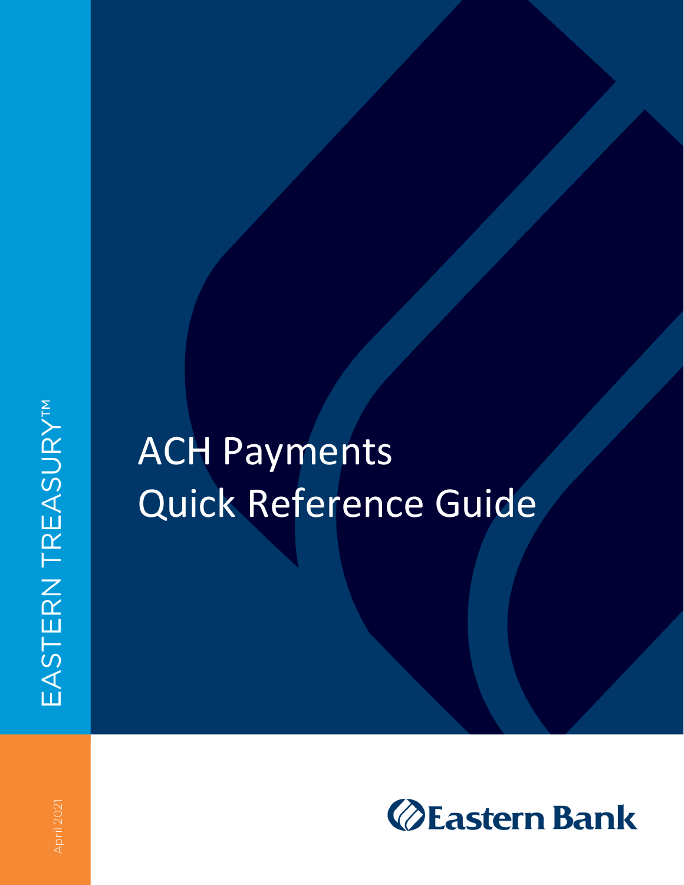EASTERN TREASURY™

# ACH Payments Quick Reference Guide

April 2021

Eastern Bank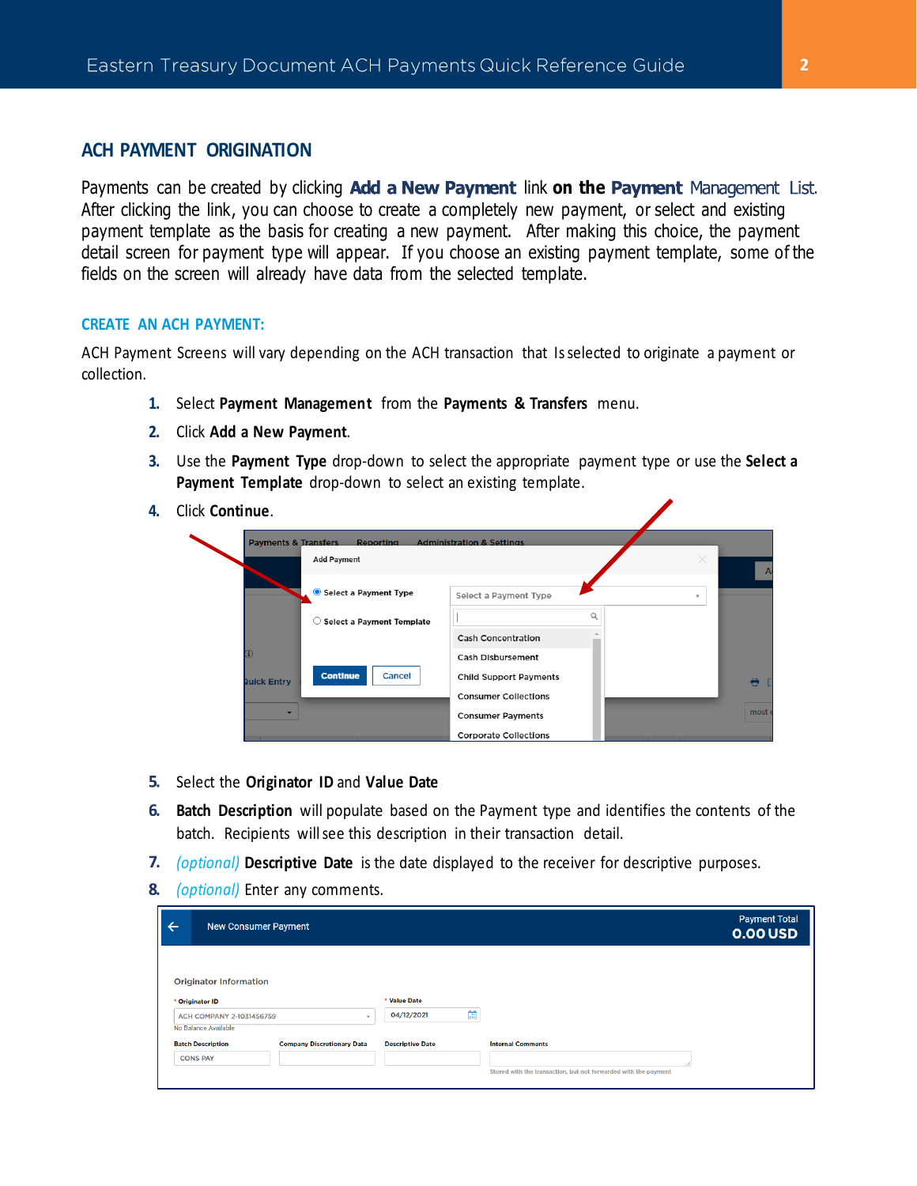## ACH PAYMENT ORIGINATION

Payments can be created by clicking **Add a New Payment** link **on the Payment** Management List. After clicking the link, you can choose to create a completely new payment, or select and existing payment template as the basis for creating a new payment. After making this choice, the payment detail screen for payment type will appear. If you choose an existing payment template, some of the fields on the screen will already have data from the selected template.

### CREATE AN ACH PAYMENT:

ACH Payment Screens will vary depending on the ACH transaction that Is selected to originate a payment or collection.

1. Select **Payment Management** from the **Payments & Transfers** menu.
2. Click **Add a New Payment**.
3. Use the **Payment Type** drop-down to select the appropriate payment type or use the **Select a Payment Template** drop-down to select an existing template.
4. Click **Continue**.
5. Select the **Originator ID** and **Value Date**
6. **Batch Description** will populate based on the Payment type and identifies the contents of the batch. Recipients will see this description in their transaction detail.
7. *(optional)* **Descriptive Date** is the date displayed to the receiver for descriptive purposes.
8. *(optional)* Enter any comments.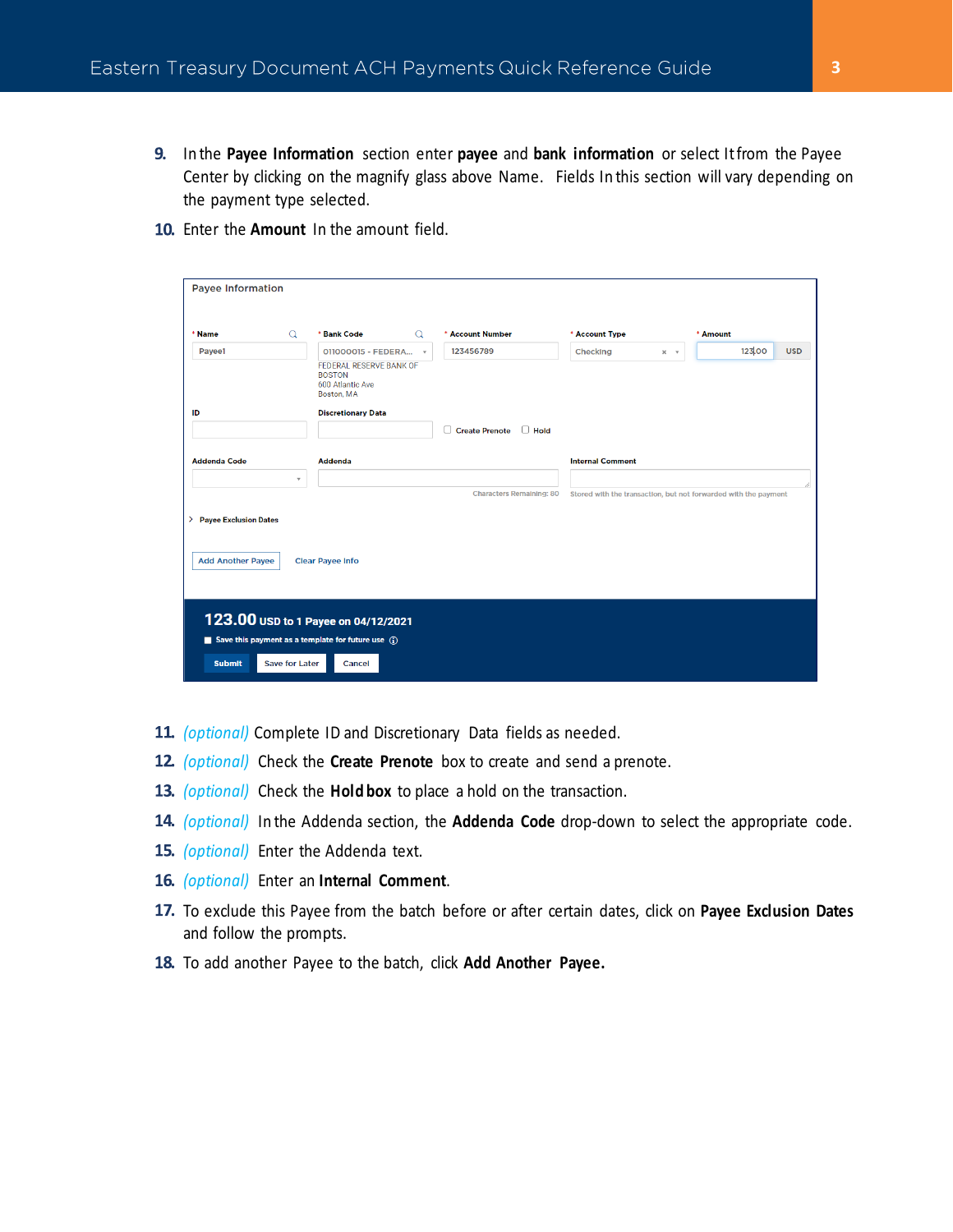9. In the **Payee Information** section enter **payee** and **bank information** or select It from the Payee Center by clicking on the magnify glass above Name. Fields In this section will vary depending on the payment type selected.
10. Enter the **Amount** In the amount field.

11. *(optional)* Complete ID and Discretionary Data fields as needed.
12. *(optional)* Check the **Create Prenote** box to create and send a prenote.
13. *(optional)* Check the **Hold box** to place a hold on the transaction.
14. *(optional)* In the Addenda section, the **Addenda Code** drop-down to select the appropriate code.
15. *(optional)* Enter the Addenda text.
16. *(optional)* Enter an **Internal Comment**.
17. To exclude this Payee from the batch before or after certain dates, click on **Payee Exclusion Dates** and follow the prompts.
18. To add another Payee to the batch, click **Add Another Payee.**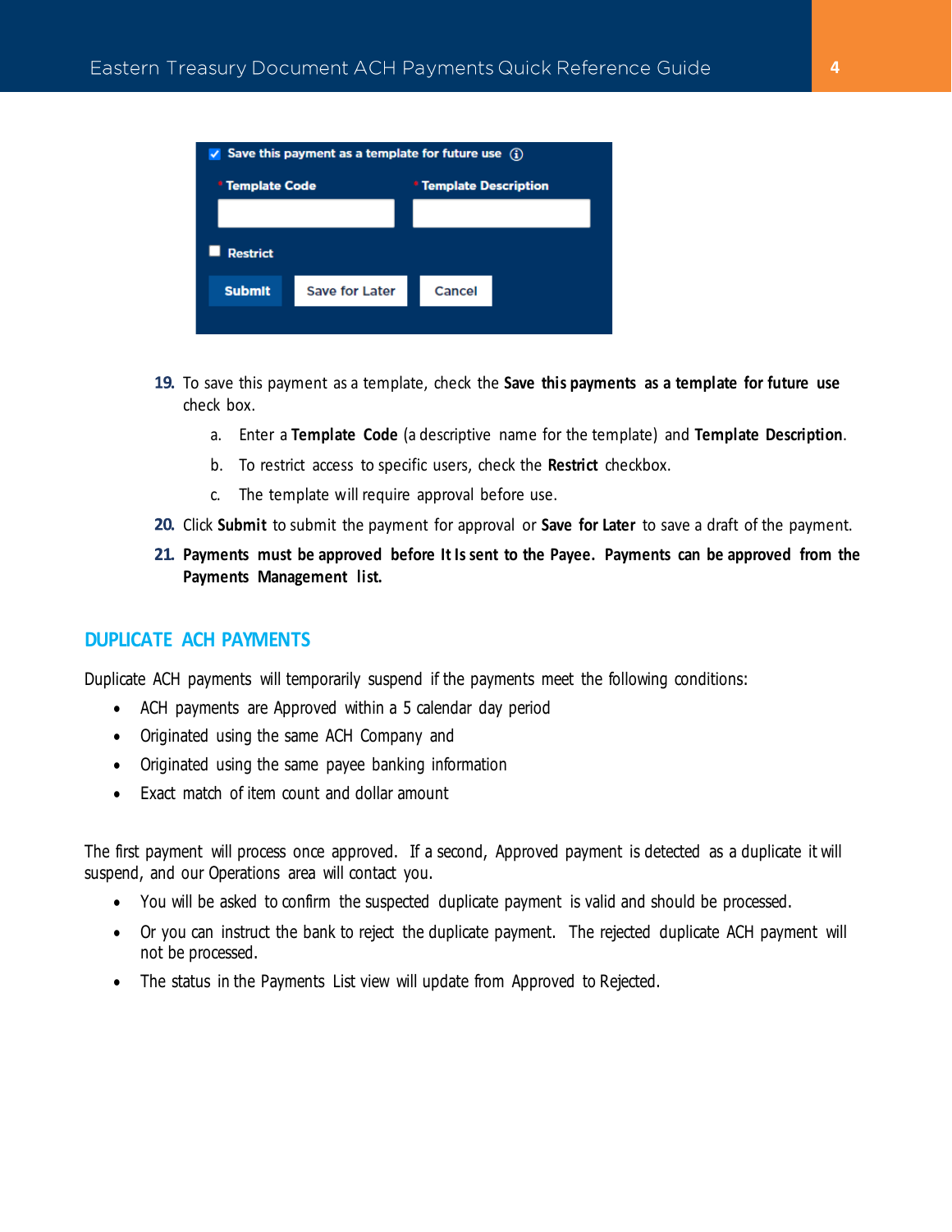19. To save this payment as a template, check the **Save this payments as a template for future use** check box.
    a. Enter a **Template Code** (a descriptive name for the template) and **Template Description**.
    b. To restrict access to specific users, check the **Restrict** checkbox.
    c. The template will require approval before use.
20. Click **Submit** to submit the payment for approval or **Save for Later** to save a draft of the payment.
21. **Payments must be approved before It Is sent to the Payee. Payments can be approved from the Payments Management list.**

## DUPLICATE ACH PAYMENTS

Duplicate ACH payments will temporarily suspend if the payments meet the following conditions:

- ACH payments are Approved within a 5 calendar day period
- Originated using the same ACH Company and
- Originated using the same payee banking information
- Exact match of item count and dollar amount

The first payment will process once approved. If a second, Approved payment is detected as a duplicate it will suspend, and our Operations area will contact you.

- You will be asked to confirm the suspected duplicate payment is valid and should be processed.
- Or you can instruct the bank to reject the duplicate payment. The rejected duplicate ACH payment will not be processed.
- The status in the Payments List view will update from Approved to Rejected.